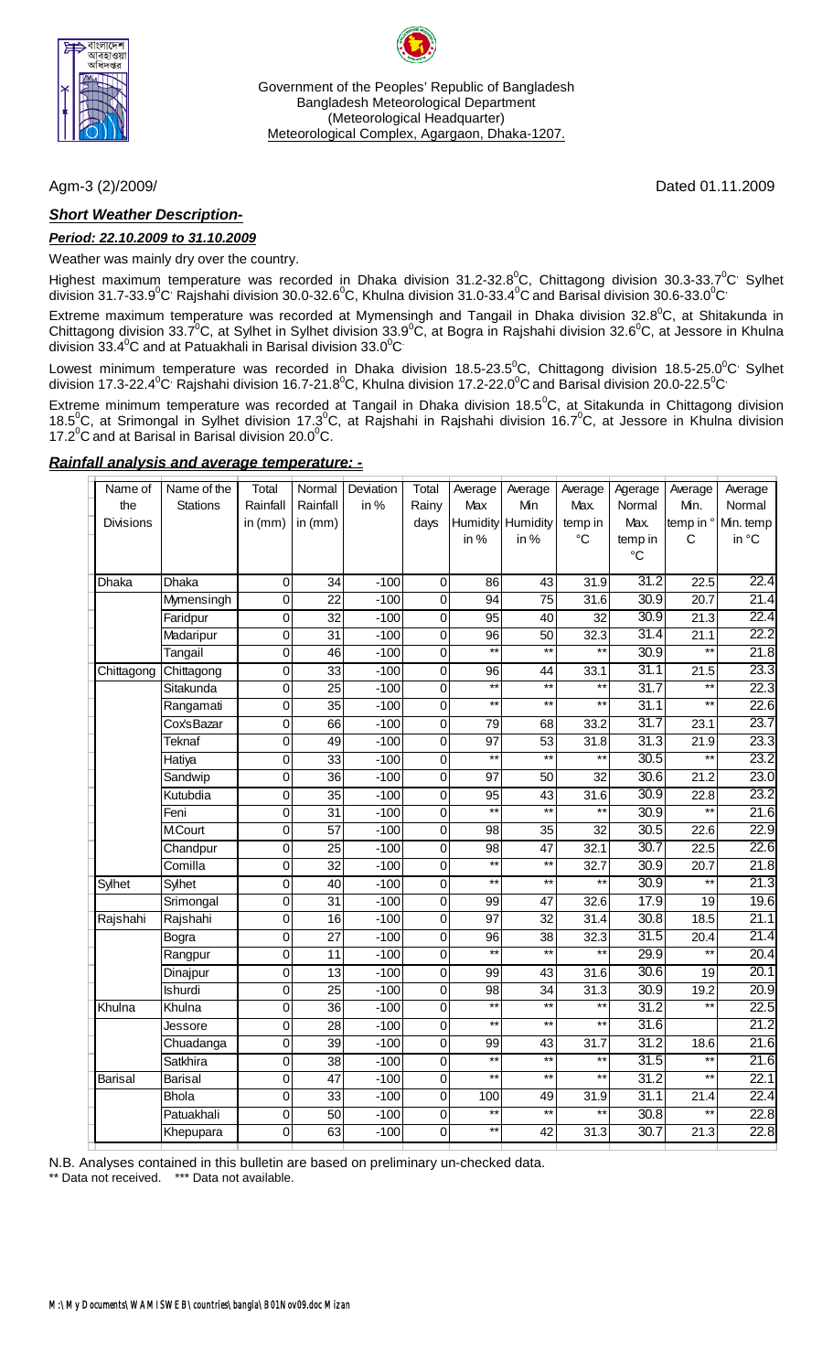Government of the Peoples' Republic of Bangladesh
Bangladesh Meteorological Department
(Meteorological Headquarter)
Meteorological Complex, Agargaon, Dhaka-1207.

Agm-3 (2)/2009/ Dated 01.11.2009

***Short Weather Description-***

***Period: 22.10.2009 to 31.10.2009***

Weather was mainly dry over the country.

Highest maximum temperature was recorded in Dhaka division 31.2-32.8$^0$C, Chittagong division 30.3-33.7$^0$C Sylhet division 31.7-33.9$^0$C Rajshahi division 30.0-32.6$^0$C, Khulna division 31.0-33.4$^0$C and Barisal division 30.6-33.0$^0$C

Extreme maximum temperature was recorded at Mymensingh and Tangail in Dhaka division 32.8$^0$C, at Shitakunda in Chittagong division 33.7$^0$C, at Sylhet in Sylhet division 33.9$^0$C, at Bogra in Rajshahi division 32.6$^0$C, at Jessore in Khulna division 33.4$^0$C and at Patuakhali in Barisal division 33.0$^0$C

Lowest minimum temperature was recorded in Dhaka division 18.5-23.5$^0$C, Chittagong division 18.5-25.0$^0$C Sylhet division 17.3-22.4$^0$C Rajshahi division 16.7-21.8$^0$C, Khulna division 17.2-22.0$^0$C and Barisal division 20.0-22.5$^0$C

Extreme minimum temperature was recorded at Tangail in Dhaka division 18.5$^0$C, at Sitakunda in Chittagong division 18.5$^0$C, at Srimongal in Sylhet division 17.3$^0$C, at Rajshahi in Rajshahi division 16.7$^0$C, at Jessore in Khulna division 17.2$^0$C and at Barisal in Barisal division 20.0$^0$C.

***Rainfall analysis and average temperature: -***

| Name of the Divisions | Name of the Stations | Total Rainfall in (mm) | Normal Rainfall in (mm) | Deviation in % | Total Rainy days | Average Max Humidity in % | Average Min Humidity in % | Average Max. temp in °C | Agerage Normal Max. temp in °C | Average Min. temp in °C | Average Normal Min. temp in °C |
|---|---|---|---|---|---|---|---|---|---|---|---|
| Dhaka | Dhaka | 0 | 34 | -100 | 0 | 86 | 43 | 31.9 | 31.2 | 22.5 | 22.4 |
| | Mymensingh | 0 | 22 | -100 | 0 | 94 | 75 | 31.6 | 30.9 | 20.7 | 21.4 |
| | Faridpur | 0 | 32 | -100 | 0 | 95 | 40 | 32 | 30.9 | 21.3 | 22.4 |
| | Madaripur | 0 | 31 | -100 | 0 | 96 | 50 | 32.3 | 31.4 | 21.1 | 22.2 |
| | Tangail | 0 | 46 | -100 | 0 | ** | ** | ** | 30.9 | ** | 21.8 |
| Chittagong | Chittagong | 0 | 33 | -100 | 0 | 96 | 44 | 33.1 | 31.1 | 21.5 | 23.3 |
| | Sitakunda | 0 | 25 | -100 | 0 | ** | ** | ** | 31.7 | ** | 22.3 |
| | Rangamati | 0 | 35 | -100 | 0 | ** | ** | ** | 31.1 | ** | 22.6 |
| | Cox'sBazar | 0 | 66 | -100 | 0 | 79 | 68 | 33.2 | 31.7 | 23.1 | 23.7 |
| | Teknaf | 0 | 49 | -100 | 0 | 97 | 53 | 31.8 | 31.3 | 21.9 | 23.3 |
| | Hatiya | 0 | 33 | -100 | 0 | ** | ** | ** | 30.5 | ** | 23.2 |
| | Sandwip | 0 | 36 | -100 | 0 | 97 | 50 | 32 | 30.6 | 21.2 | 23.0 |
| | Kutubdia | 0 | 35 | -100 | 0 | 95 | 43 | 31.6 | 30.9 | 22.8 | 23.2 |
| | Feni | 0 | 31 | -100 | 0 | ** | ** | ** | 30.9 | ** | 21.6 |
| | M.Court | 0 | 57 | -100 | 0 | 98 | 35 | 32 | 30.5 | 22.6 | 22.9 |
| | Chandpur | 0 | 25 | -100 | 0 | 98 | 47 | 32.1 | 30.7 | 22.5 | 22.6 |
| | Comilla | 0 | 32 | -100 | 0 | ** | ** | 32.7 | 30.9 | 20.7 | 21.8 |
| Sylhet | Sylhet | 0 | 40 | -100 | 0 | ** | ** | ** | 30.9 | ** | 21.3 |
| | Srimongal | 0 | 31 | -100 | 0 | 99 | 47 | 32.6 | 17.9 | 19 | 19.6 |
| Rajshahi | Rajshahi | 0 | 16 | -100 | 0 | 97 | 32 | 31.4 | 30.8 | 18.5 | 21.1 |
| | Bogra | 0 | 27 | -100 | 0 | 96 | 38 | 32.3 | 31.5 | 20.4 | 21.4 |
| | Rangpur | 0 | 11 | -100 | 0 | ** | ** | ** | 29.9 | ** | 20.4 |
| | Dinajpur | 0 | 13 | -100 | 0 | 99 | 43 | 31.6 | 30.6 | 19 | 20.1 |
| | Ishurdi | 0 | 25 | -100 | 0 | 98 | 34 | 31.3 | 30.9 | 19.2 | 20.9 |
| Khulna | Khulna | 0 | 36 | -100 | 0 | ** | ** | ** | 31.2 | ** | 22.5 |
| | Jessore | 0 | 28 | -100 | 0 | ** | ** | ** | 31.6 | | 21.2 |
| | Chuadanga | 0 | 39 | -100 | 0 | 99 | 43 | 31.7 | 31.2 | 18.6 | 21.6 |
| | Satkhira | 0 | 38 | -100 | 0 | ** | ** | ** | 31.5 | ** | 21.6 |
| Barisal | Barisal | 0 | 47 | -100 | 0 | ** | ** | ** | 31.2 | ** | 22.1 |
| | Bhola | 0 | 33 | -100 | 0 | 100 | 49 | 31.9 | 31.1 | 21.4 | 22.4 |
| | Patuakhali | 0 | 50 | -100 | 0 | ** | ** | ** | 30.8 | ** | 22.8 |
| | Khepupara | 0 | 63 | -100 | 0 | ** | 42 | 31.3 | 30.7 | 21.3 | 22.8 |

N.B. Analyses contained in this bulletin are based on preliminary un-checked data.

** Data not received. *** Data not available.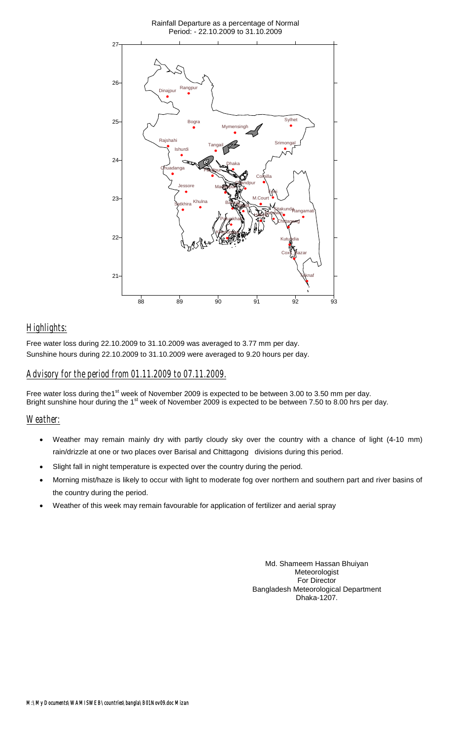Rainfall Departure as a percentage of Normal
Period: - 22.10.2009 to 31.10.2009

27
26
25
24
23
22
21
88 89 90 91 92 93

Dinajpur
Rangpur
Bogra
Mymensingh
Sylhet
Rajshahi
Tangail
Srimongal
Ishurdi
Dhaka
Chuadanga
Faridpur
Comilla
Jessore
Madaripur
Chandpur
Feni
Satkhira
Khulna
Barisal
M.Court
Sitakunda
Rangamati
Chittagong
Patuakhali
Khepupara
Kutubdia
Coxs Bazar
Teknaf

## Highlights:

Free water loss during 22.10.2009 to 31.10.2009 was averaged to 3.77 mm per day.
Sunshine hours during 22.10.2009 to 31.10.2009 were averaged to 9.20 hours per day.

## Advisory for the period from 01.11.2009 to 07.11.2009.

Free water loss during the1st week of November 2009 is expected to be between 3.00 to 3.50 mm per day.
Bright sunshine hour during the 1st week of November 2009 is expected to be between 7.50 to 8.00 hrs per day.

## Weather:

- Weather may remain mainly dry with partly cloudy sky over the country with a chance of light (4-10 mm) rain/drizzle at one or two places over Barisal and Chittagong divisions during this period.
- Slight fall in night temperature is expected over the country during the period.
- Morning mist/haze is likely to occur with light to moderate fog over northern and southern part and river basins of the country during the period.
- Weather of this week may remain favourable for application of fertilizer and aerial spray

Md. Shameem Hassan Bhuiyan
Meteorologist
For Director
Bangladesh Meteorological Department
Dhaka-1207.

M:\My Documents\WAMISWEB\countries\bangla\B01Nov09.doc Mizan